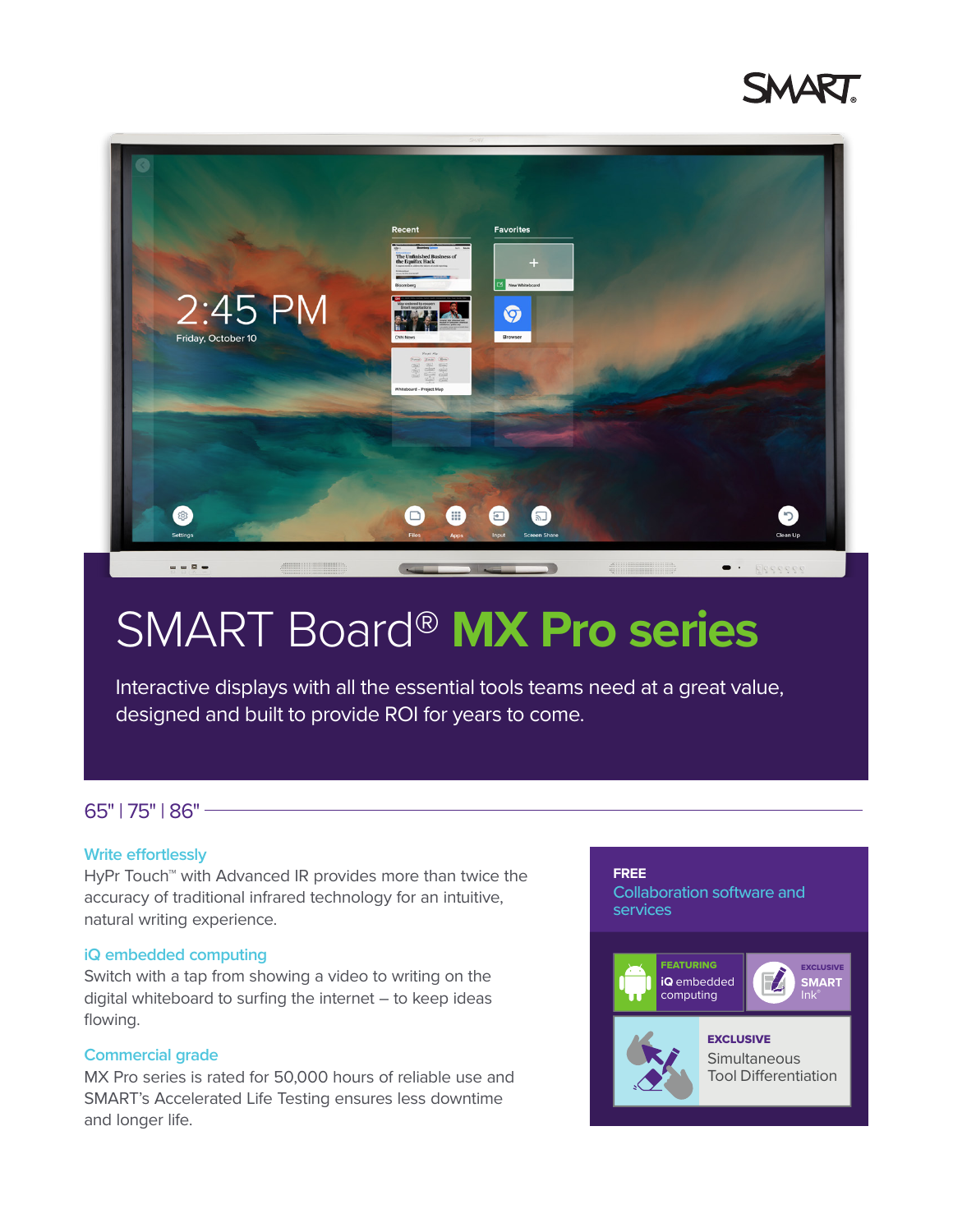SMART

# SMART Board® MX Pro series

Interactive displays with all the essential tools teams need at a great value, designed and built to provide ROI for years to come.

65" | 75" | 86"

### Write effortlessly

HyPr Touch™ with Advanced IR provides more than twice the accuracy of traditional infrared technology for an intuitive, natural writing experience.

### iQ embedded computing

Switch with a tap from showing a video to writing on the digital whiteboard to surfing the internet – to keep ideas flowing.

### Commercial grade

MX Pro series is rated for 50,000 hours of reliable use and SMART's Accelerated Life Testing ensures less downtime and longer life.

**FREE**
Collaboration software and services

**FEATURING**
**iQ** embedded computing

**EXCLUSIVE**
**SMART** Ink®

**EXCLUSIVE**
Simultaneous Tool Differentiation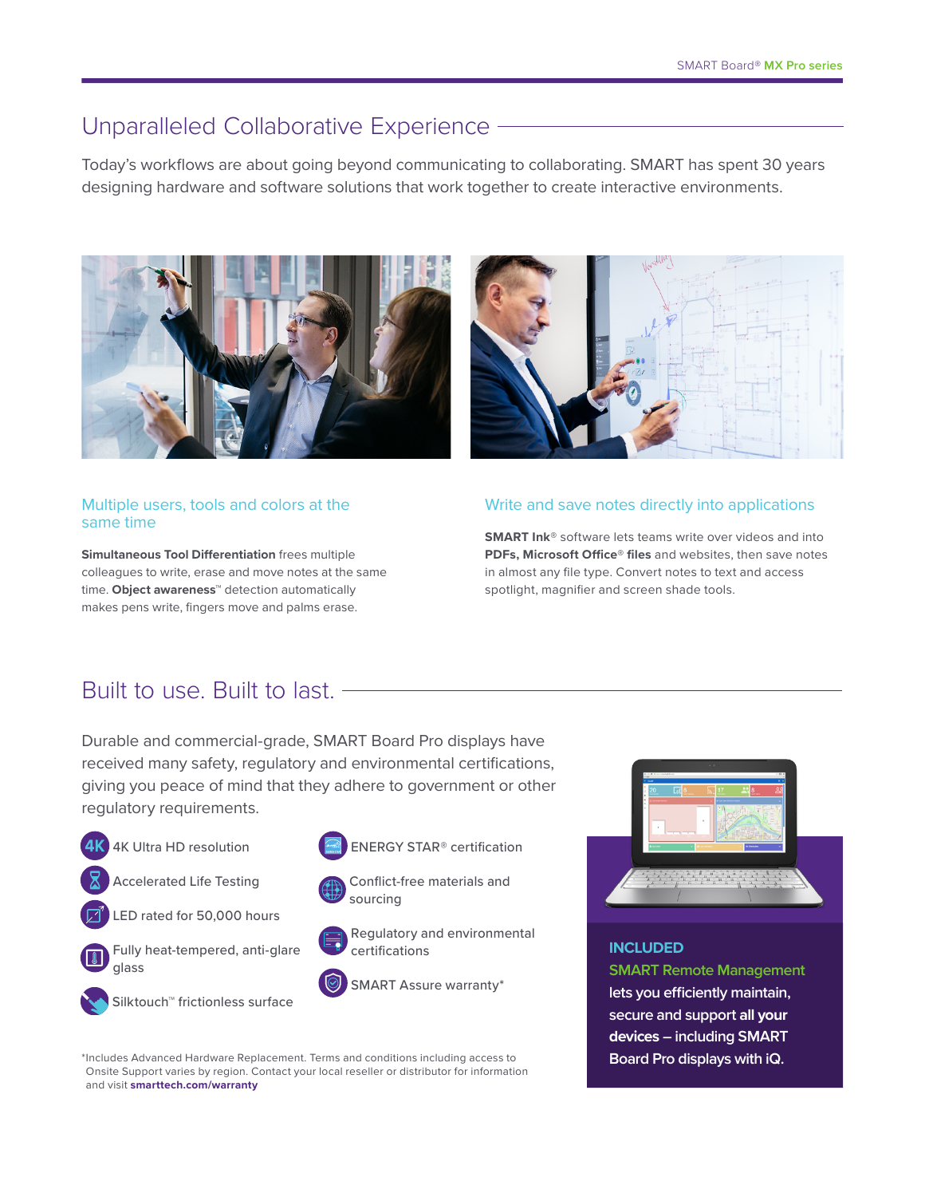## Unparalleled Collaborative Experience

Today's workflows are about going beyond communicating to collaborating. SMART has spent 30 years designing hardware and software solutions that work together to create interactive environments.

### Multiple users, tools and colors at the same time

**Simultaneous Tool Differentiation** frees multiple colleagues to write, erase and move notes at the same time. **Object awareness™** detection automatically makes pens write, fingers move and palms erase.

### Write and save notes directly into applications

**SMART Ink®** software lets teams write over videos and into **PDFs, Microsoft Office® files** and websites, then save notes in almost any file type. Convert notes to text and access spotlight, magnifier and screen shade tools.

## Built to use. Built to last.

Durable and commercial-grade, SMART Board Pro displays have received many safety, regulatory and environmental certifications, giving you peace of mind that they adhere to government or other regulatory requirements.

- 4K Ultra HD resolution
- Accelerated Life Testing
- LED rated for 50,000 hours
- Fully heat-tempered, anti-glare glass
- Silktouch™ frictionless surface
- ENERGY STAR® certification
- Conflict-free materials and sourcing
- Regulatory and environmental certifications
- SMART Assure warranty*

*Includes Advanced Hardware Replacement. Terms and conditions including access to Onsite Support varies by region. Contact your local reseller or distributor for information and visit **smarttech.com/warranty**

**INCLUDED**

**SMART Remote Management** lets you efficiently maintain, secure and support **all your devices** – including SMART Board Pro displays with iQ.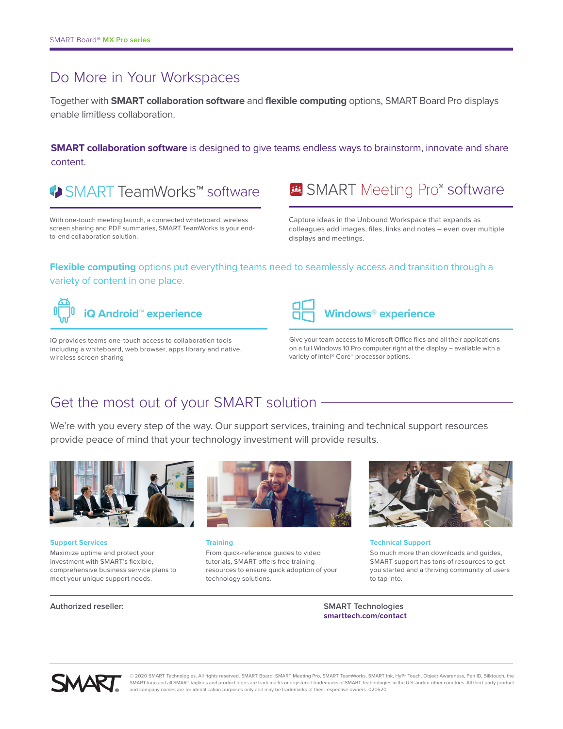## Do More in Your Workspaces

Together with **SMART collaboration software** and **flexible computing** options, SMART Board Pro displays enable limitless collaboration.

**SMART collaboration software** is designed to give teams endless ways to brainstorm, innovate and share content.

### SMART TeamWorks™ software

With one-touch meeting launch, a connected whiteboard, wireless screen sharing and PDF summaries, SMART TeamWorks is your end-to-end collaboration solution.

### SMART Meeting Pro® software

Capture ideas in the Unbound Workspace that expands as colleagues add images, files, links and notes – even over multiple displays and meetings.

**Flexible computing** options put everything teams need to seamlessly access and transition through a variety of content in one place.

### iQ Android™ experience

iQ provides teams one-touch access to collaboration tools including a whiteboard, web browser, apps library and native, wireless screen sharing

### Windows® experience

Give your team access to Microsoft Office files and all their applications on a full Windows 10 Pro computer right at the display – available with a variety of Intel® Core™ processor options.

## Get the most out of your SMART solution

We're with you every step of the way. Our support services, training and technical support resources provide peace of mind that your technology investment will provide results.

**Support Services**

Maximize uptime and protect your investment with SMART's flexible, comprehensive business service plans to meet your unique support needs.

**Training**

From quick-reference guides to video tutorials, SMART offers free training resources to ensure quick adoption of your technology solutions.

**Technical Support**

So much more than downloads and guides, SMART support has tons of resources to get you started and a thriving community of users to tap into.

Authorized reseller:

SMART Technologies
**smarttech.com/contact**

© 2020 SMART Technologies. All rights reserved. SMART Board, SMART Meeting Pro, SMART TeamWorks, SMART Ink, HyPr Touch, Object Awareness, Pen ID, Silktouch, the SMART logo and all SMART taglines and product logos are trademarks or registered trademarks of SMART Technologies in the U.S. and/or other countries. All third-party product and company names are for identification purposes only and may be trademarks of their respective owners. 020520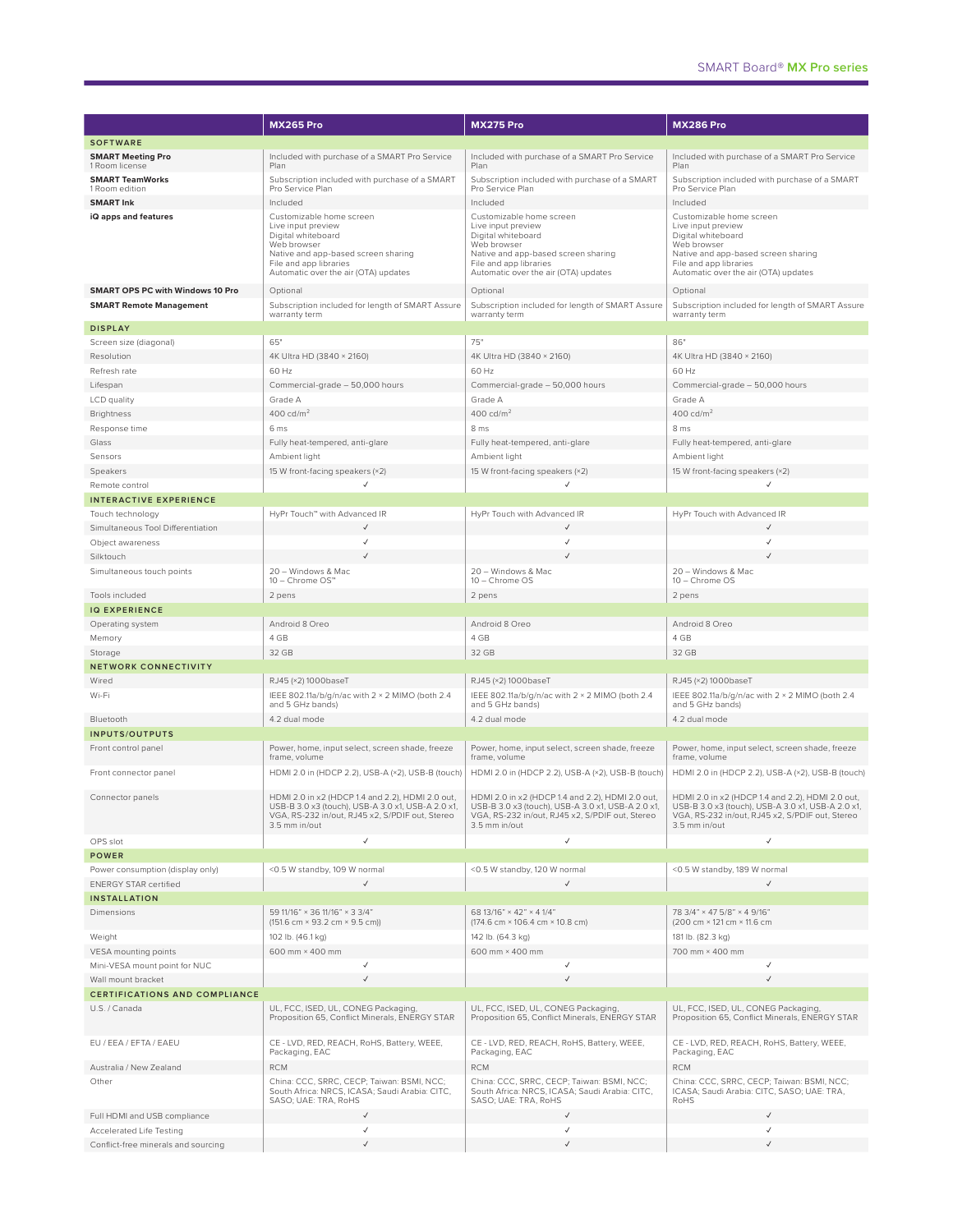| | MX265 Pro | MX275 Pro | MX286 Pro |
|---|---|---|---|
| **SOFTWARE** | | | |
| **SMART Meeting Pro** 1 Room license | Included with purchase of a SMART Pro Service Plan | Included with purchase of a SMART Pro Service Plan | Included with purchase of a SMART Pro Service Plan |
| **SMART TeamWorks** 1 Room edition | Subscription included with purchase of a SMART Pro Service Plan | Subscription included with purchase of a SMART Pro Service Plan | Subscription included with purchase of a SMART Pro Service Plan |
| **SMART Ink** | Included | Included | Included |
| **iQ apps and features** | Customizable home screen<br>Live input preview<br>Digital whiteboard<br>Web browser<br>Native and app-based screen sharing<br>File and app libraries<br>Automatic over the air (OTA) updates | Customizable home screen<br>Live input preview<br>Digital whiteboard<br>Web browser<br>Native and app-based screen sharing<br>File and app libraries<br>Automatic over the air (OTA) updates | Customizable home screen<br>Live input preview<br>Digital whiteboard<br>Web browser<br>Native and app-based screen sharing<br>File and app libraries<br>Automatic over the air (OTA) updates |
| **SMART OPS PC with Windows 10 Pro** | Optional | Optional | Optional |
| **SMART Remote Management** | Subscription included for length of SMART Assure warranty term | Subscription included for length of SMART Assure warranty term | Subscription included for length of SMART Assure warranty term |
| **DISPLAY** | | | |
| Screen size (diagonal) | 65" | 75" | 86" |
| Resolution | 4K Ultra HD (3840 × 2160) | 4K Ultra HD (3840 × 2160) | 4K Ultra HD (3840 × 2160) |
| Refresh rate | 60 Hz | 60 Hz | 60 Hz |
| Lifespan | Commercial-grade – 50,000 hours | Commercial-grade – 50,000 hours | Commercial-grade – 50,000 hours |
| LCD quality | Grade A | Grade A | Grade A |
| Brightness | 400 cd/m$^2$ | 400 cd/m$^2$ | 400 cd/m$^2$ |
| Response time | 6 ms | 8 ms | 8 ms |
| Glass | Fully heat-tempered, anti-glare | Fully heat-tempered, anti-glare | Fully heat-tempered, anti-glare |
| Sensors | Ambient light | Ambient light | Ambient light |
| Speakers | 15 W front-facing speakers (×2) | 15 W front-facing speakers (×2) | 15 W front-facing speakers (×2) |
| Remote control | ✓ | ✓ | ✓ |
| **INTERACTIVE EXPERIENCE** | | | |
| Touch technology | HyPr Touch™ with Advanced IR | HyPr Touch with Advanced IR | HyPr Touch with Advanced IR |
| Simultaneous Tool Differentiation | ✓ | ✓ | ✓ |
| Object awareness | ✓ | ✓ | ✓ |
| Silktouch | ✓ | ✓ | ✓ |
| Simultaneous touch points | 20 – Windows & Mac<br>10 – Chrome OS™ | 20 – Windows & Mac<br>10 – Chrome OS | 20 – Windows & Mac<br>10 – Chrome OS |
| Tools included | 2 pens | 2 pens | 2 pens |
| **IQ EXPERIENCE** | | | |
| Operating system | Android 8 Oreo | Android 8 Oreo | Android 8 Oreo |
| Memory | 4 GB | 4 GB | 4 GB |
| Storage | 32 GB | 32 GB | 32 GB |
| **NETWORK CONNECTIVITY** | | | |
| Wired | RJ45 (×2) 1000baseT | RJ45 (×2) 1000baseT | RJ45 (×2) 1000baseT |
| Wi-Fi | IEEE 802.11a/b/g/n/ac with 2 × 2 MIMO (both 2.4 and 5 GHz bands) | IEEE 802.11a/b/g/n/ac with 2 × 2 MIMO (both 2.4 and 5 GHz bands) | IEEE 802.11a/b/g/n/ac with 2 × 2 MIMO (both 2.4 and 5 GHz bands) |
| Bluetooth | 4.2 dual mode | 4.2 dual mode | 4.2 dual mode |
| **INPUTS/OUTPUTS** | | | |
| Front control panel | Power, home, input select, screen shade, freeze frame, volume | Power, home, input select, screen shade, freeze frame, volume | Power, home, input select, screen shade, freeze frame, volume |
| Front connector panel | HDMI 2.0 in (HDCP 2.2), USB-A (×2), USB-B (touch) | HDMI 2.0 in (HDCP 2.2), USB-A (×2), USB-B (touch) | HDMI 2.0 in (HDCP 2.2), USB-A (×2), USB-B (touch) |
| Connector panels | HDMI 2.0 in x2 (HDCP 1.4 and 2.2), HDMI 2.0 out, USB-B 3.0 x3 (touch), USB-A 3.0 x1, USB-A 2.0 x1, VGA, RS-232 in/out, RJ45 x2, S/PDIF out, Stereo 3.5 mm in/out | HDMI 2.0 in x2 (HDCP 1.4 and 2.2), HDMI 2.0 out, USB-B 3.0 x3 (touch), USB-A 3.0 x1, USB-A 2.0 x1, VGA, RS-232 in/out, RJ45 x2, S/PDIF out, Stereo 3.5 mm in/out | HDMI 2.0 in x2 (HDCP 1.4 and 2.2), HDMI 2.0 out, USB-B 3.0 x3 (touch), USB-A 3.0 x1, USB-A 2.0 x1, VGA, RS-232 in/out, RJ45 x2, S/PDIF out, Stereo 3.5 mm in/out |
| OPS slot | ✓ | ✓ | ✓ |
| **POWER** | | | |
| Power consumption (display only) | <0.5 W standby, 109 W normal | <0.5 W standby, 120 W normal | <0.5 W standby, 189 W normal |
| ENERGY STAR certified | ✓ | ✓ | ✓ |
| **INSTALLATION** | | | |
| Dimensions | 59 11/16" × 36 11/16" × 3 3/4"<br>(151.6 cm × 93.2 cm × 9.5 cm)) | 68 13/16" × 42" × 4 1/4"<br>(174.6 cm × 106.4 cm × 10.8 cm) | 78 3/4" × 47 5/8" × 4 9/16"<br>(200 cm × 121 cm × 11.6 cm |
| Weight | 102 lb. (46.1 kg) | 142 lb. (64.3 kg) | 181 lb. (82.3 kg) |
| VESA mounting points | 600 mm × 400 mm | 600 mm × 400 mm | 700 mm × 400 mm |
| Mini-VESA mount point for NUC | ✓ | ✓ | ✓ |
| Wall mount bracket | ✓ | ✓ | ✓ |
| **CERTIFICATIONS AND COMPLIANCE** | | | |
| U.S. / Canada | UL, FCC, ISED, UL, CONEG Packaging, Proposition 65, Conflict Minerals, ENERGY STAR | UL, FCC, ISED, UL, CONEG Packaging, Proposition 65, Conflict Minerals, ENERGY STAR | UL, FCC, ISED, UL, CONEG Packaging, Proposition 65, Conflict Minerals, ENERGY STAR |
| EU / EEA / EFTA / EAEU | CE - LVD, RED, REACH, RoHS, Battery, WEEE, Packaging, EAC | CE - LVD, RED, REACH, RoHS, Battery, WEEE, Packaging, EAC | CE - LVD, RED, REACH, RoHS, Battery, WEEE, Packaging, EAC |
| Australia / New Zealand | RCM | RCM | RCM |
| Other | China: CCC, SRRC, CECP; Taiwan: BSMI, NCC; South Africa: NRCS, ICASA; Saudi Arabia: CITC, SASO; UAE: TRA, RoHS | China: CCC, SRRC, CECP; Taiwan: BSMI, NCC; South Africa: NRCS, ICASA; Saudi Arabia: CITC, SASO; UAE: TRA, RoHS | China: CCC, SRRC, CECP; Taiwan: BSMI, NCC; ICASA; Saudi Arabia: CITC, SASO; UAE: TRA, RoHS |
| Full HDMI and USB compliance | ✓ | ✓ | ✓ |
| Accelerated Life Testing | ✓ | ✓ | ✓ |
| Conflict-free minerals and sourcing | ✓ | ✓ | ✓ |